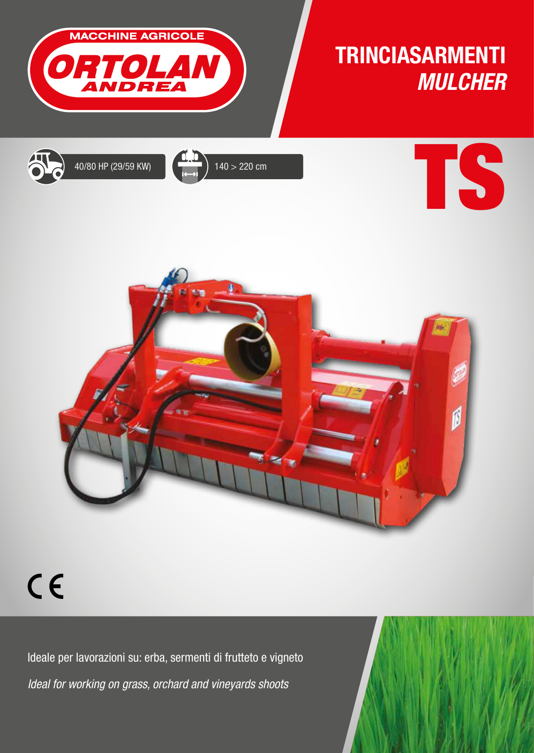MACCHINE AGRICOLE
ORTOLAN
ANDREA

# TRINCIASARMENTI
## *MULCHER*

40/80 HP (29/59 KW)

140 > 220 cm

# TS

CE

Ideale per lavorazioni su: erba, sermenti di frutteto e vigneto

*Ideal for working on grass, orchard and vineyards shoots*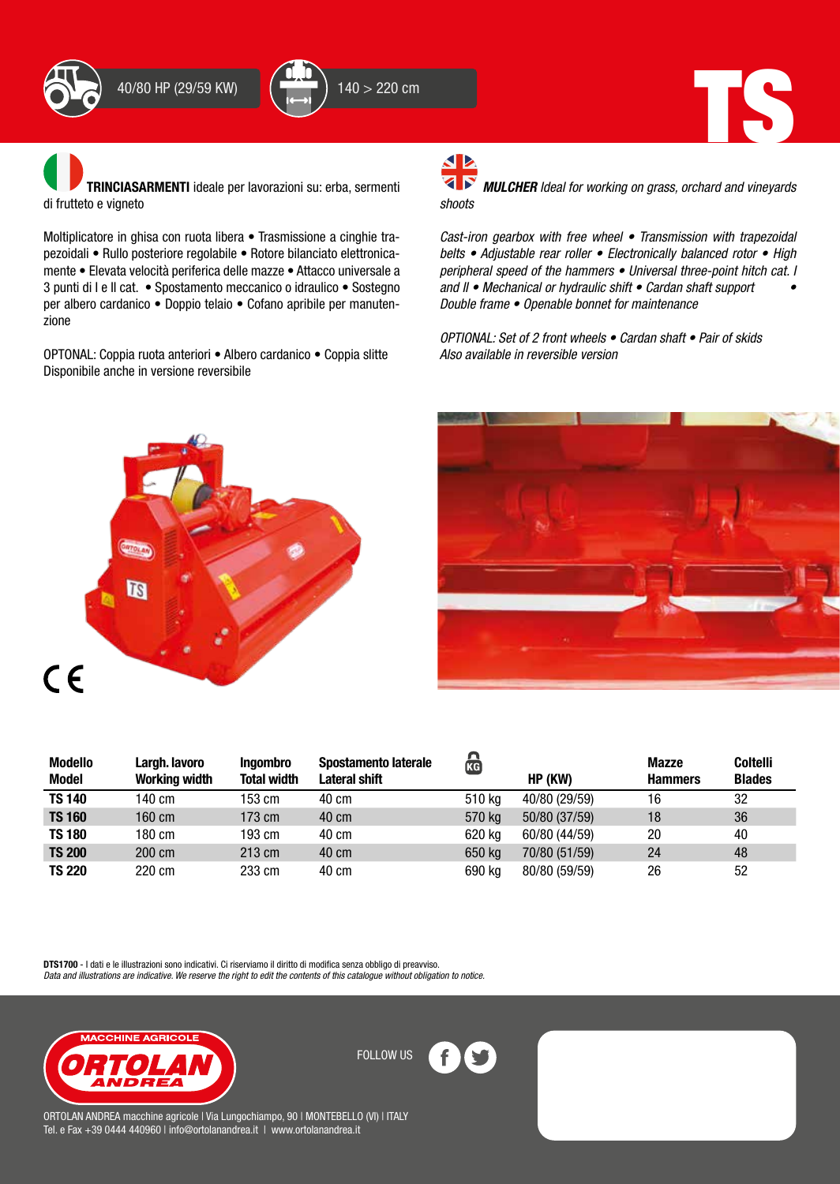40/80 HP (29/59 KW)

140 > 220 cm

# TS

**TRINCIASARMENTI** ideale per lavorazioni su: erba, sermenti di frutteto e vigneto

Moltiplicatore in ghisa con ruota libera • Trasmissione a cinghie trapezoidali • Rullo posteriore regolabile • Rotore bilanciato elettronicamente • Elevata velocità periferica delle mazze • Attacco universale a 3 punti di I e II cat. • Spostamento meccanico o idraulico • Sostegno per albero cardanico • Doppio telaio • Cofano apribile per manutenzione

OPTONAL: Coppia ruota anteriori • Albero cardanico • Coppia slitte
Disponibile anche in versione reversibile

***MULCHER** Ideal for working on grass, orchard and vineyards shoots*

*Cast-iron gearbox with free wheel • Transmission with trapezoidal belts • Adjustable rear roller • Electronically balanced rotor • High peripheral speed of the hammers • Universal three-point hitch cat. I and II • Mechanical or hydraulic shift • Cardan shaft support • Double frame • Openable bonnet for maintenance*

*OPTIONAL: Set of 2 front wheels • Cardan shaft • Pair of skids*
*Also available in reversible version*

| Modello Model | Largh. lavoro Working width | Ingombro Total width | Spostamento laterale Lateral shift | KG | HP (KW) | Mazze Hammers | Coltelli Blades |
|---|---|---|---|---|---|---|---|
| **TS 140** | 140 cm | 153 cm | 40 cm | 510 kg | 40/80 (29/59) | 16 | 32 |
| **TS 160** | 160 cm | 173 cm | 40 cm | 570 kg | 50/80 (37/59) | 18 | 36 |
| **TS 180** | 180 cm | 193 cm | 40 cm | 620 kg | 60/80 (44/59) | 20 | 40 |
| **TS 200** | 200 cm | 213 cm | 40 cm | 650 kg | 70/80 (51/59) | 24 | 48 |
| **TS 220** | 220 cm | 233 cm | 40 cm | 690 kg | 80/80 (59/59) | 26 | 52 |

**DTS1700** - I dati e le illustrazioni sono indicativi. Ci riserviamo il diritto di modifica senza obbligo di preavviso.
*Data and illustrations are indicative. We reserve the right to edit the contents of this catalogue without obligation to notice.*

MACCHINE AGRICOLE ORTOLAN ANDREA

FOLLOW US

ORTOLAN ANDREA macchine agricole | Via Lungochiampo, 90 | MONTEBELLO (VI) | ITALY
Tel. e Fax +39 0444 440960 | info@ortolanandrea.it | www.ortolanandrea.it